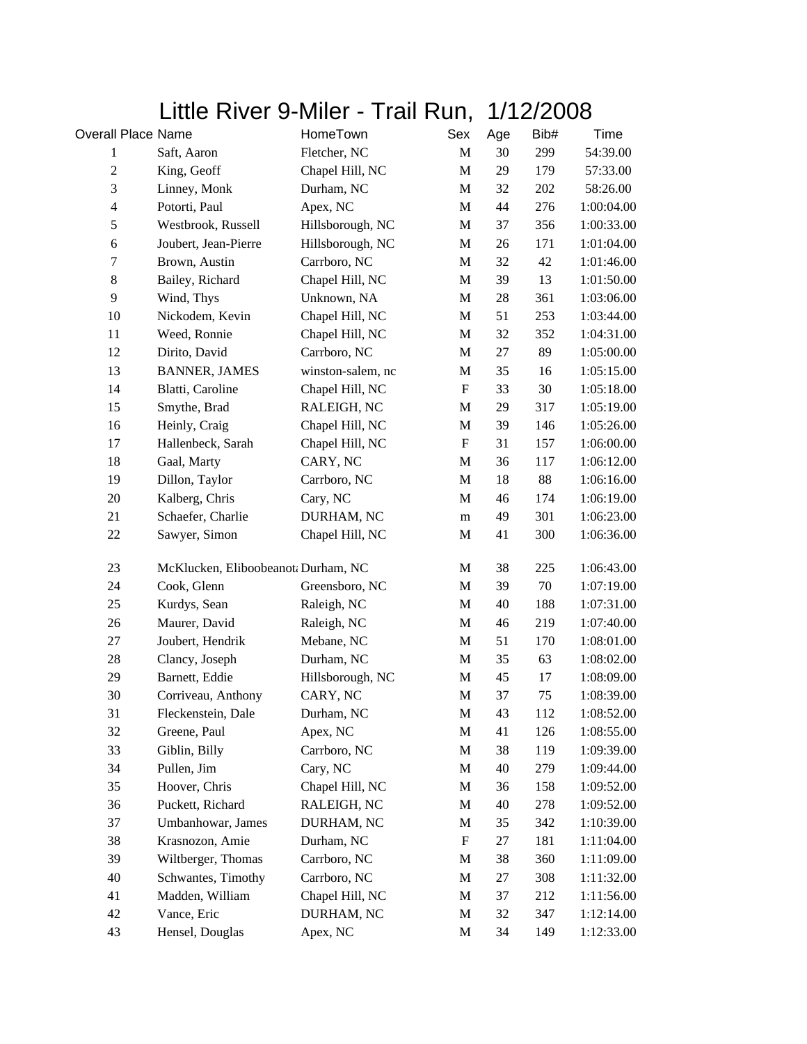# Little River 9-Miler - Trail Run,  1/12/2008

| Overall Place | Name | HomeTown | Sex | Age | Bib# | Time |
|---|---|---|---|---|---|---|
| 1 | Saft, Aaron | Fletcher, NC | M | 30 | 299 | 54:39.00 |
| 2 | King, Geoff | Chapel Hill, NC | M | 29 | 179 | 57:33.00 |
| 3 | Linney, Monk | Durham, NC | M | 32 | 202 | 58:26.00 |
| 4 | Potorti, Paul | Apex, NC | M | 44 | 276 | 1:00:04.00 |
| 5 | Westbrook, Russell | Hillsborough, NC | M | 37 | 356 | 1:00:33.00 |
| 6 | Joubert, Jean-Pierre | Hillsborough, NC | M | 26 | 171 | 1:01:04.00 |
| 7 | Brown, Austin | Carrboro, NC | M | 32 | 42 | 1:01:46.00 |
| 8 | Bailey, Richard | Chapel Hill, NC | M | 39 | 13 | 1:01:50.00 |
| 9 | Wind, Thys | Unknown, NA | M | 28 | 361 | 1:03:06.00 |
| 10 | Nickodem, Kevin | Chapel Hill, NC | M | 51 | 253 | 1:03:44.00 |
| 11 | Weed, Ronnie | Chapel Hill, NC | M | 32 | 352 | 1:04:31.00 |
| 12 | Dirito, David | Carrboro, NC | M | 27 | 89 | 1:05:00.00 |
| 13 | BANNER, JAMES | winston-salem, nc | M | 35 | 16 | 1:05:15.00 |
| 14 | Blatti, Caroline | Chapel Hill, NC | F | 33 | 30 | 1:05:18.00 |
| 15 | Smythe, Brad | RALEIGH, NC | M | 29 | 317 | 1:05:19.00 |
| 16 | Heinly, Craig | Chapel Hill, NC | M | 39 | 146 | 1:05:26.00 |
| 17 | Hallenbeck, Sarah | Chapel Hill, NC | F | 31 | 157 | 1:06:00.00 |
| 18 | Gaal, Marty | CARY, NC | M | 36 | 117 | 1:06:12.00 |
| 19 | Dillon, Taylor | Carrboro, NC | M | 18 | 88 | 1:06:16.00 |
| 20 | Kalberg, Chris | Cary, NC | M | 46 | 174 | 1:06:19.00 |
| 21 | Schaefer, Charlie | DURHAM, NC | m | 49 | 301 | 1:06:23.00 |
| 22 | Sawyer, Simon | Chapel Hill, NC | M | 41 | 300 | 1:06:36.00 |
| 23 | McKlucken, Eliboobeanota | Durham, NC | M | 38 | 225 | 1:06:43.00 |
| 24 | Cook, Glenn | Greensboro, NC | M | 39 | 70 | 1:07:19.00 |
| 25 | Kurdys, Sean | Raleigh, NC | M | 40 | 188 | 1:07:31.00 |
| 26 | Maurer, David | Raleigh, NC | M | 46 | 219 | 1:07:40.00 |
| 27 | Joubert, Hendrik | Mebane, NC | M | 51 | 170 | 1:08:01.00 |
| 28 | Clancy, Joseph | Durham, NC | M | 35 | 63 | 1:08:02.00 |
| 29 | Barnett, Eddie | Hillsborough, NC | M | 45 | 17 | 1:08:09.00 |
| 30 | Corriveau, Anthony | CARY, NC | M | 37 | 75 | 1:08:39.00 |
| 31 | Fleckenstein, Dale | Durham, NC | M | 43 | 112 | 1:08:52.00 |
| 32 | Greene, Paul | Apex, NC | M | 41 | 126 | 1:08:55.00 |
| 33 | Giblin, Billy | Carrboro, NC | M | 38 | 119 | 1:09:39.00 |
| 34 | Pullen, Jim | Cary, NC | M | 40 | 279 | 1:09:44.00 |
| 35 | Hoover, Chris | Chapel Hill, NC | M | 36 | 158 | 1:09:52.00 |
| 36 | Puckett, Richard | RALEIGH, NC | M | 40 | 278 | 1:09:52.00 |
| 37 | Umbanhowar, James | DURHAM, NC | M | 35 | 342 | 1:10:39.00 |
| 38 | Krasnozon, Amie | Durham, NC | F | 27 | 181 | 1:11:04.00 |
| 39 | Wiltberger, Thomas | Carrboro, NC | M | 38 | 360 | 1:11:09.00 |
| 40 | Schwantes, Timothy | Carrboro, NC | M | 27 | 308 | 1:11:32.00 |
| 41 | Madden, William | Chapel Hill, NC | M | 37 | 212 | 1:11:56.00 |
| 42 | Vance, Eric | DURHAM, NC | M | 32 | 347 | 1:12:14.00 |
| 43 | Hensel, Douglas | Apex, NC | M | 34 | 149 | 1:12:33.00 |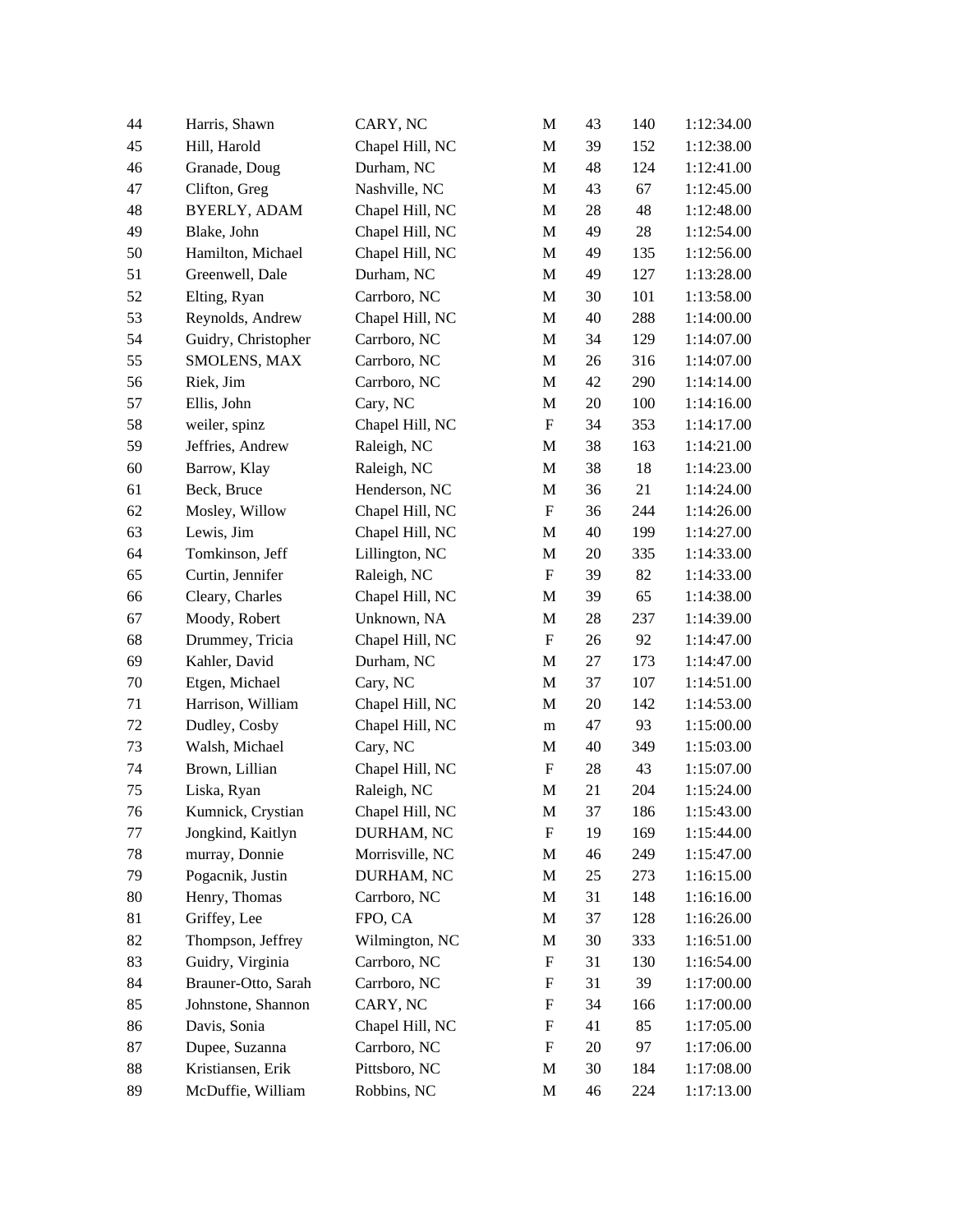| | | | | | | |
|---|---|---|---|---|---|---|
| 44 | Harris, Shawn | CARY, NC | M | 43 | 140 | 1:12:34.00 |
| 45 | Hill, Harold | Chapel Hill, NC | M | 39 | 152 | 1:12:38.00 |
| 46 | Granade, Doug | Durham, NC | M | 48 | 124 | 1:12:41.00 |
| 47 | Clifton, Greg | Nashville, NC | M | 43 | 67 | 1:12:45.00 |
| 48 | BYERLY, ADAM | Chapel Hill, NC | M | 28 | 48 | 1:12:48.00 |
| 49 | Blake, John | Chapel Hill, NC | M | 49 | 28 | 1:12:54.00 |
| 50 | Hamilton, Michael | Chapel Hill, NC | M | 49 | 135 | 1:12:56.00 |
| 51 | Greenwell, Dale | Durham, NC | M | 49 | 127 | 1:13:28.00 |
| 52 | Elting, Ryan | Carrboro, NC | M | 30 | 101 | 1:13:58.00 |
| 53 | Reynolds, Andrew | Chapel Hill, NC | M | 40 | 288 | 1:14:00.00 |
| 54 | Guidry, Christopher | Carrboro, NC | M | 34 | 129 | 1:14:07.00 |
| 55 | SMOLENS, MAX | Carrboro, NC | M | 26 | 316 | 1:14:07.00 |
| 56 | Riek, Jim | Carrboro, NC | M | 42 | 290 | 1:14:14.00 |
| 57 | Ellis, John | Cary, NC | M | 20 | 100 | 1:14:16.00 |
| 58 | weiler, spinz | Chapel Hill, NC | F | 34 | 353 | 1:14:17.00 |
| 59 | Jeffries, Andrew | Raleigh, NC | M | 38 | 163 | 1:14:21.00 |
| 60 | Barrow, Klay | Raleigh, NC | M | 38 | 18 | 1:14:23.00 |
| 61 | Beck, Bruce | Henderson, NC | M | 36 | 21 | 1:14:24.00 |
| 62 | Mosley, Willow | Chapel Hill, NC | F | 36 | 244 | 1:14:26.00 |
| 63 | Lewis, Jim | Chapel Hill, NC | M | 40 | 199 | 1:14:27.00 |
| 64 | Tomkinson, Jeff | Lillington, NC | M | 20 | 335 | 1:14:33.00 |
| 65 | Curtin, Jennifer | Raleigh, NC | F | 39 | 82 | 1:14:33.00 |
| 66 | Cleary, Charles | Chapel Hill, NC | M | 39 | 65 | 1:14:38.00 |
| 67 | Moody, Robert | Unknown, NA | M | 28 | 237 | 1:14:39.00 |
| 68 | Drummey, Tricia | Chapel Hill, NC | F | 26 | 92 | 1:14:47.00 |
| 69 | Kahler, David | Durham, NC | M | 27 | 173 | 1:14:47.00 |
| 70 | Etgen, Michael | Cary, NC | M | 37 | 107 | 1:14:51.00 |
| 71 | Harrison, William | Chapel Hill, NC | M | 20 | 142 | 1:14:53.00 |
| 72 | Dudley, Cosby | Chapel Hill, NC | m | 47 | 93 | 1:15:00.00 |
| 73 | Walsh, Michael | Cary, NC | M | 40 | 349 | 1:15:03.00 |
| 74 | Brown, Lillian | Chapel Hill, NC | F | 28 | 43 | 1:15:07.00 |
| 75 | Liska, Ryan | Raleigh, NC | M | 21 | 204 | 1:15:24.00 |
| 76 | Kumnick, Crystian | Chapel Hill, NC | M | 37 | 186 | 1:15:43.00 |
| 77 | Jongkind, Kaitlyn | DURHAM, NC | F | 19 | 169 | 1:15:44.00 |
| 78 | murray, Donnie | Morrisville, NC | M | 46 | 249 | 1:15:47.00 |
| 79 | Pogacnik, Justin | DURHAM, NC | M | 25 | 273 | 1:16:15.00 |
| 80 | Henry, Thomas | Carrboro, NC | M | 31 | 148 | 1:16:16.00 |
| 81 | Griffey, Lee | FPO, CA | M | 37 | 128 | 1:16:26.00 |
| 82 | Thompson, Jeffrey | Wilmington, NC | M | 30 | 333 | 1:16:51.00 |
| 83 | Guidry, Virginia | Carrboro, NC | F | 31 | 130 | 1:16:54.00 |
| 84 | Brauner-Otto, Sarah | Carrboro, NC | F | 31 | 39 | 1:17:00.00 |
| 85 | Johnstone, Shannon | CARY, NC | F | 34 | 166 | 1:17:00.00 |
| 86 | Davis, Sonia | Chapel Hill, NC | F | 41 | 85 | 1:17:05.00 |
| 87 | Dupee, Suzanna | Carrboro, NC | F | 20 | 97 | 1:17:06.00 |
| 88 | Kristiansen, Erik | Pittsboro, NC | M | 30 | 184 | 1:17:08.00 |
| 89 | McDuffie, William | Robbins, NC | M | 46 | 224 | 1:17:13.00 |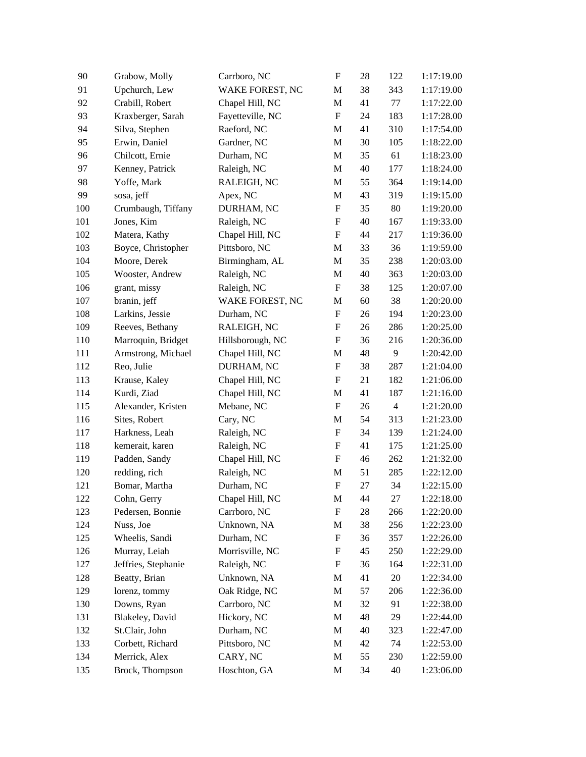| | | | | | | |
|---|---|---|---|---|---|---|
| 90 | Grabow, Molly | Carrboro, NC | F | 28 | 122 | 1:17:19.00 |
| 91 | Upchurch, Lew | WAKE FOREST, NC | M | 38 | 343 | 1:17:19.00 |
| 92 | Crabill, Robert | Chapel Hill, NC | M | 41 | 77 | 1:17:22.00 |
| 93 | Kraxberger, Sarah | Fayetteville, NC | F | 24 | 183 | 1:17:28.00 |
| 94 | Silva, Stephen | Raeford, NC | M | 41 | 310 | 1:17:54.00 |
| 95 | Erwin, Daniel | Gardner, NC | M | 30 | 105 | 1:18:22.00 |
| 96 | Chilcott, Ernie | Durham, NC | M | 35 | 61 | 1:18:23.00 |
| 97 | Kenney, Patrick | Raleigh, NC | M | 40 | 177 | 1:18:24.00 |
| 98 | Yoffe, Mark | RALEIGH, NC | M | 55 | 364 | 1:19:14.00 |
| 99 | sosa, jeff | Apex, NC | M | 43 | 319 | 1:19:15.00 |
| 100 | Crumbaugh, Tiffany | DURHAM, NC | F | 35 | 80 | 1:19:20.00 |
| 101 | Jones, Kim | Raleigh, NC | F | 40 | 167 | 1:19:33.00 |
| 102 | Matera, Kathy | Chapel Hill, NC | F | 44 | 217 | 1:19:36.00 |
| 103 | Boyce, Christopher | Pittsboro, NC | M | 33 | 36 | 1:19:59.00 |
| 104 | Moore, Derek | Birmingham, AL | M | 35 | 238 | 1:20:03.00 |
| 105 | Wooster, Andrew | Raleigh, NC | M | 40 | 363 | 1:20:03.00 |
| 106 | grant, missy | Raleigh, NC | F | 38 | 125 | 1:20:07.00 |
| 107 | branin, jeff | WAKE FOREST, NC | M | 60 | 38 | 1:20:20.00 |
| 108 | Larkins, Jessie | Durham, NC | F | 26 | 194 | 1:20:23.00 |
| 109 | Reeves, Bethany | RALEIGH, NC | F | 26 | 286 | 1:20:25.00 |
| 110 | Marroquin, Bridget | Hillsborough, NC | F | 36 | 216 | 1:20:36.00 |
| 111 | Armstrong, Michael | Chapel Hill, NC | M | 48 | 9 | 1:20:42.00 |
| 112 | Reo, Julie | DURHAM, NC | F | 38 | 287 | 1:21:04.00 |
| 113 | Krause, Kaley | Chapel Hill, NC | F | 21 | 182 | 1:21:06.00 |
| 114 | Kurdi, Ziad | Chapel Hill, NC | M | 41 | 187 | 1:21:16.00 |
| 115 | Alexander, Kristen | Mebane, NC | F | 26 | 4 | 1:21:20.00 |
| 116 | Sites, Robert | Cary, NC | M | 54 | 313 | 1:21:23.00 |
| 117 | Harkness, Leah | Raleigh, NC | F | 34 | 139 | 1:21:24.00 |
| 118 | kemerait, karen | Raleigh, NC | F | 41 | 175 | 1:21:25.00 |
| 119 | Padden, Sandy | Chapel Hill, NC | F | 46 | 262 | 1:21:32.00 |
| 120 | redding, rich | Raleigh, NC | M | 51 | 285 | 1:22:12.00 |
| 121 | Bomar, Martha | Durham, NC | F | 27 | 34 | 1:22:15.00 |
| 122 | Cohn, Gerry | Chapel Hill, NC | M | 44 | 27 | 1:22:18.00 |
| 123 | Pedersen, Bonnie | Carrboro, NC | F | 28 | 266 | 1:22:20.00 |
| 124 | Nuss, Joe | Unknown, NA | M | 38 | 256 | 1:22:23.00 |
| 125 | Wheelis, Sandi | Durham, NC | F | 36 | 357 | 1:22:26.00 |
| 126 | Murray, Leiah | Morrisville, NC | F | 45 | 250 | 1:22:29.00 |
| 127 | Jeffries, Stephanie | Raleigh, NC | F | 36 | 164 | 1:22:31.00 |
| 128 | Beatty, Brian | Unknown, NA | M | 41 | 20 | 1:22:34.00 |
| 129 | lorenz, tommy | Oak Ridge, NC | M | 57 | 206 | 1:22:36.00 |
| 130 | Downs, Ryan | Carrboro, NC | M | 32 | 91 | 1:22:38.00 |
| 131 | Blakeley, David | Hickory, NC | M | 48 | 29 | 1:22:44.00 |
| 132 | St.Clair, John | Durham, NC | M | 40 | 323 | 1:22:47.00 |
| 133 | Corbett, Richard | Pittsboro, NC | M | 42 | 74 | 1:22:53.00 |
| 134 | Merrick, Alex | CARY, NC | M | 55 | 230 | 1:22:59.00 |
| 135 | Brock, Thompson | Hoschton, GA | M | 34 | 40 | 1:23:06.00 |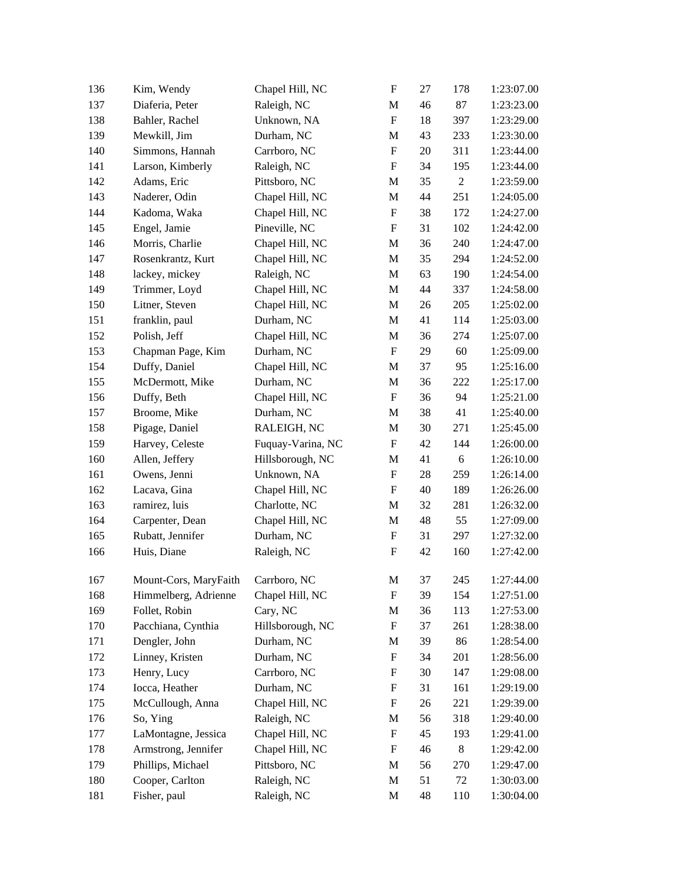| | | | | | | |
|---|---|---|---|---|---|---|
| 136 | Kim, Wendy | Chapel Hill, NC | F | 27 | 178 | 1:23:07.00 |
| 137 | Diaferia, Peter | Raleigh, NC | M | 46 | 87 | 1:23:23.00 |
| 138 | Bahler, Rachel | Unknown, NA | F | 18 | 397 | 1:23:29.00 |
| 139 | Mewkill, Jim | Durham, NC | M | 43 | 233 | 1:23:30.00 |
| 140 | Simmons, Hannah | Carrboro, NC | F | 20 | 311 | 1:23:44.00 |
| 141 | Larson, Kimberly | Raleigh, NC | F | 34 | 195 | 1:23:44.00 |
| 142 | Adams, Eric | Pittsboro, NC | M | 35 | 2 | 1:23:59.00 |
| 143 | Naderer, Odin | Chapel Hill, NC | M | 44 | 251 | 1:24:05.00 |
| 144 | Kadoma, Waka | Chapel Hill, NC | F | 38 | 172 | 1:24:27.00 |
| 145 | Engel, Jamie | Pineville, NC | F | 31 | 102 | 1:24:42.00 |
| 146 | Morris, Charlie | Chapel Hill, NC | M | 36 | 240 | 1:24:47.00 |
| 147 | Rosenkrantz, Kurt | Chapel Hill, NC | M | 35 | 294 | 1:24:52.00 |
| 148 | lackey, mickey | Raleigh, NC | M | 63 | 190 | 1:24:54.00 |
| 149 | Trimmer, Loyd | Chapel Hill, NC | M | 44 | 337 | 1:24:58.00 |
| 150 | Litner, Steven | Chapel Hill, NC | M | 26 | 205 | 1:25:02.00 |
| 151 | franklin, paul | Durham, NC | M | 41 | 114 | 1:25:03.00 |
| 152 | Polish, Jeff | Chapel Hill, NC | M | 36 | 274 | 1:25:07.00 |
| 153 | Chapman Page, Kim | Durham, NC | F | 29 | 60 | 1:25:09.00 |
| 154 | Duffy, Daniel | Chapel Hill, NC | M | 37 | 95 | 1:25:16.00 |
| 155 | McDermott, Mike | Durham, NC | M | 36 | 222 | 1:25:17.00 |
| 156 | Duffy, Beth | Chapel Hill, NC | F | 36 | 94 | 1:25:21.00 |
| 157 | Broome, Mike | Durham, NC | M | 38 | 41 | 1:25:40.00 |
| 158 | Pigage, Daniel | RALEIGH, NC | M | 30 | 271 | 1:25:45.00 |
| 159 | Harvey, Celeste | Fuquay-Varina, NC | F | 42 | 144 | 1:26:00.00 |
| 160 | Allen, Jeffery | Hillsborough, NC | M | 41 | 6 | 1:26:10.00 |
| 161 | Owens, Jenni | Unknown, NA | F | 28 | 259 | 1:26:14.00 |
| 162 | Lacava, Gina | Chapel Hill, NC | F | 40 | 189 | 1:26:26.00 |
| 163 | ramirez, luis | Charlotte, NC | M | 32 | 281 | 1:26:32.00 |
| 164 | Carpenter, Dean | Chapel Hill, NC | M | 48 | 55 | 1:27:09.00 |
| 165 | Rubatt, Jennifer | Durham, NC | F | 31 | 297 | 1:27:32.00 |
| 166 | Huis, Diane | Raleigh, NC | F | 42 | 160 | 1:27:42.00 |
| 167 | Mount-Cors, MaryFaith | Carrboro, NC | M | 37 | 245 | 1:27:44.00 |
| 168 | Himmelberg, Adrienne | Chapel Hill, NC | F | 39 | 154 | 1:27:51.00 |
| 169 | Follet, Robin | Cary, NC | M | 36 | 113 | 1:27:53.00 |
| 170 | Pacchiana, Cynthia | Hillsborough, NC | F | 37 | 261 | 1:28:38.00 |
| 171 | Dengler, John | Durham, NC | M | 39 | 86 | 1:28:54.00 |
| 172 | Linney, Kristen | Durham, NC | F | 34 | 201 | 1:28:56.00 |
| 173 | Henry, Lucy | Carrboro, NC | F | 30 | 147 | 1:29:08.00 |
| 174 | Iocca, Heather | Durham, NC | F | 31 | 161 | 1:29:19.00 |
| 175 | McCullough, Anna | Chapel Hill, NC | F | 26 | 221 | 1:29:39.00 |
| 176 | So, Ying | Raleigh, NC | M | 56 | 318 | 1:29:40.00 |
| 177 | LaMontagne, Jessica | Chapel Hill, NC | F | 45 | 193 | 1:29:41.00 |
| 178 | Armstrong, Jennifer | Chapel Hill, NC | F | 46 | 8 | 1:29:42.00 |
| 179 | Phillips, Michael | Pittsboro, NC | M | 56 | 270 | 1:29:47.00 |
| 180 | Cooper, Carlton | Raleigh, NC | M | 51 | 72 | 1:30:03.00 |
| 181 | Fisher, paul | Raleigh, NC | M | 48 | 110 | 1:30:04.00 |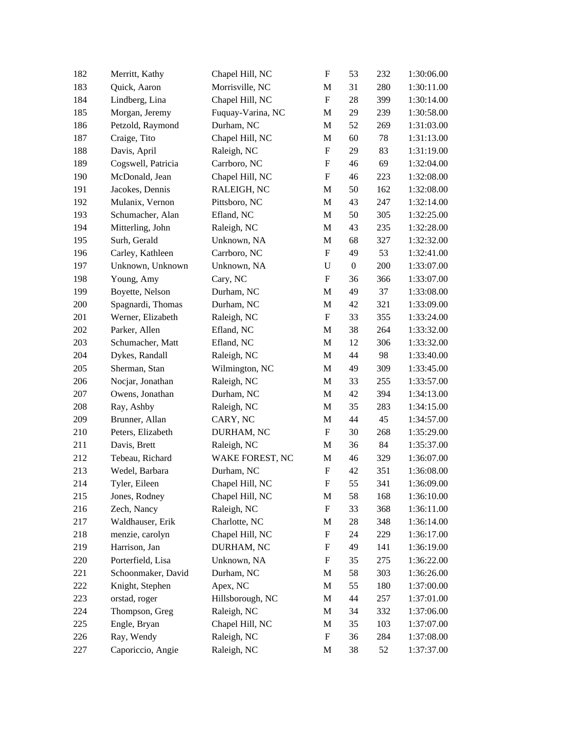| | | | | | | |
|---|---|---|---|---|---|---|
| 182 | Merritt, Kathy | Chapel Hill, NC | F | 53 | 232 | 1:30:06.00 |
| 183 | Quick, Aaron | Morrisville, NC | M | 31 | 280 | 1:30:11.00 |
| 184 | Lindberg, Lina | Chapel Hill, NC | F | 28 | 399 | 1:30:14.00 |
| 185 | Morgan, Jeremy | Fuquay-Varina, NC | M | 29 | 239 | 1:30:58.00 |
| 186 | Petzold, Raymond | Durham, NC | M | 52 | 269 | 1:31:03.00 |
| 187 | Craige, Tito | Chapel Hill, NC | M | 60 | 78 | 1:31:13.00 |
| 188 | Davis, April | Raleigh, NC | F | 29 | 83 | 1:31:19.00 |
| 189 | Cogswell, Patricia | Carrboro, NC | F | 46 | 69 | 1:32:04.00 |
| 190 | McDonald, Jean | Chapel Hill, NC | F | 46 | 223 | 1:32:08.00 |
| 191 | Jacokes, Dennis | RALEIGH, NC | M | 50 | 162 | 1:32:08.00 |
| 192 | Mulanix, Vernon | Pittsboro, NC | M | 43 | 247 | 1:32:14.00 |
| 193 | Schumacher, Alan | Efland, NC | M | 50 | 305 | 1:32:25.00 |
| 194 | Mitterling, John | Raleigh, NC | M | 43 | 235 | 1:32:28.00 |
| 195 | Surh, Gerald | Unknown, NA | M | 68 | 327 | 1:32:32.00 |
| 196 | Carley, Kathleen | Carrboro, NC | F | 49 | 53 | 1:32:41.00 |
| 197 | Unknown, Unknown | Unknown, NA | U | 0 | 200 | 1:33:07.00 |
| 198 | Young, Amy | Cary, NC | F | 36 | 366 | 1:33:07.00 |
| 199 | Boyette, Nelson | Durham, NC | M | 49 | 37 | 1:33:08.00 |
| 200 | Spagnardi, Thomas | Durham, NC | M | 42 | 321 | 1:33:09.00 |
| 201 | Werner, Elizabeth | Raleigh, NC | F | 33 | 355 | 1:33:24.00 |
| 202 | Parker, Allen | Efland, NC | M | 38 | 264 | 1:33:32.00 |
| 203 | Schumacher, Matt | Efland, NC | M | 12 | 306 | 1:33:32.00 |
| 204 | Dykes, Randall | Raleigh, NC | M | 44 | 98 | 1:33:40.00 |
| 205 | Sherman, Stan | Wilmington, NC | M | 49 | 309 | 1:33:45.00 |
| 206 | Nocjar, Jonathan | Raleigh, NC | M | 33 | 255 | 1:33:57.00 |
| 207 | Owens, Jonathan | Durham, NC | M | 42 | 394 | 1:34:13.00 |
| 208 | Ray, Ashby | Raleigh, NC | M | 35 | 283 | 1:34:15.00 |
| 209 | Brunner, Allan | CARY, NC | M | 44 | 45 | 1:34:57.00 |
| 210 | Peters, Elizabeth | DURHAM, NC | F | 30 | 268 | 1:35:29.00 |
| 211 | Davis, Brett | Raleigh, NC | M | 36 | 84 | 1:35:37.00 |
| 212 | Tebeau, Richard | WAKE FOREST, NC | M | 46 | 329 | 1:36:07.00 |
| 213 | Wedel, Barbara | Durham, NC | F | 42 | 351 | 1:36:08.00 |
| 214 | Tyler, Eileen | Chapel Hill, NC | F | 55 | 341 | 1:36:09.00 |
| 215 | Jones, Rodney | Chapel Hill, NC | M | 58 | 168 | 1:36:10.00 |
| 216 | Zech, Nancy | Raleigh, NC | F | 33 | 368 | 1:36:11.00 |
| 217 | Waldhauser, Erik | Charlotte, NC | M | 28 | 348 | 1:36:14.00 |
| 218 | menzie, carolyn | Chapel Hill, NC | F | 24 | 229 | 1:36:17.00 |
| 219 | Harrison, Jan | DURHAM, NC | F | 49 | 141 | 1:36:19.00 |
| 220 | Porterfield, Lisa | Unknown, NA | F | 35 | 275 | 1:36:22.00 |
| 221 | Schoonmaker, David | Durham, NC | M | 58 | 303 | 1:36:26.00 |
| 222 | Knight, Stephen | Apex, NC | M | 55 | 180 | 1:37:00.00 |
| 223 | orstad, roger | Hillsborough, NC | M | 44 | 257 | 1:37:01.00 |
| 224 | Thompson, Greg | Raleigh, NC | M | 34 | 332 | 1:37:06.00 |
| 225 | Engle, Bryan | Chapel Hill, NC | M | 35 | 103 | 1:37:07.00 |
| 226 | Ray, Wendy | Raleigh, NC | F | 36 | 284 | 1:37:08.00 |
| 227 | Caporiccio, Angie | Raleigh, NC | M | 38 | 52 | 1:37:37.00 |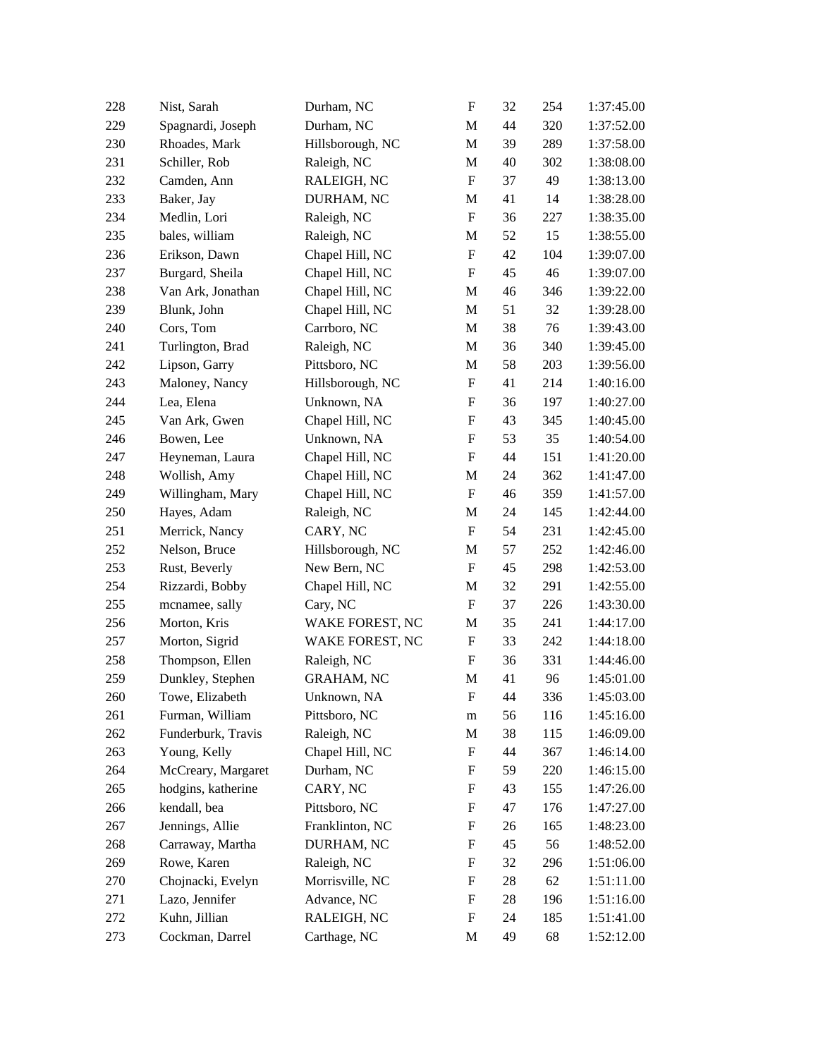| | | | | | | |
|---|---|---|---|---|---|---|
| 228 | Nist, Sarah | Durham, NC | F | 32 | 254 | 1:37:45.00 |
| 229 | Spagnardi, Joseph | Durham, NC | M | 44 | 320 | 1:37:52.00 |
| 230 | Rhoades, Mark | Hillsborough, NC | M | 39 | 289 | 1:37:58.00 |
| 231 | Schiller, Rob | Raleigh, NC | M | 40 | 302 | 1:38:08.00 |
| 232 | Camden, Ann | RALEIGH, NC | F | 37 | 49 | 1:38:13.00 |
| 233 | Baker, Jay | DURHAM, NC | M | 41 | 14 | 1:38:28.00 |
| 234 | Medlin, Lori | Raleigh, NC | F | 36 | 227 | 1:38:35.00 |
| 235 | bales, william | Raleigh, NC | M | 52 | 15 | 1:38:55.00 |
| 236 | Erikson, Dawn | Chapel Hill, NC | F | 42 | 104 | 1:39:07.00 |
| 237 | Burgard, Sheila | Chapel Hill, NC | F | 45 | 46 | 1:39:07.00 |
| 238 | Van Ark, Jonathan | Chapel Hill, NC | M | 46 | 346 | 1:39:22.00 |
| 239 | Blunk, John | Chapel Hill, NC | M | 51 | 32 | 1:39:28.00 |
| 240 | Cors, Tom | Carrboro, NC | M | 38 | 76 | 1:39:43.00 |
| 241 | Turlington, Brad | Raleigh, NC | M | 36 | 340 | 1:39:45.00 |
| 242 | Lipson, Garry | Pittsboro, NC | M | 58 | 203 | 1:39:56.00 |
| 243 | Maloney, Nancy | Hillsborough, NC | F | 41 | 214 | 1:40:16.00 |
| 244 | Lea, Elena | Unknown, NA | F | 36 | 197 | 1:40:27.00 |
| 245 | Van Ark, Gwen | Chapel Hill, NC | F | 43 | 345 | 1:40:45.00 |
| 246 | Bowen, Lee | Unknown, NA | F | 53 | 35 | 1:40:54.00 |
| 247 | Heyneman, Laura | Chapel Hill, NC | F | 44 | 151 | 1:41:20.00 |
| 248 | Wollish, Amy | Chapel Hill, NC | M | 24 | 362 | 1:41:47.00 |
| 249 | Willingham, Mary | Chapel Hill, NC | F | 46 | 359 | 1:41:57.00 |
| 250 | Hayes, Adam | Raleigh, NC | M | 24 | 145 | 1:42:44.00 |
| 251 | Merrick, Nancy | CARY, NC | F | 54 | 231 | 1:42:45.00 |
| 252 | Nelson, Bruce | Hillsborough, NC | M | 57 | 252 | 1:42:46.00 |
| 253 | Rust, Beverly | New Bern, NC | F | 45 | 298 | 1:42:53.00 |
| 254 | Rizzardi, Bobby | Chapel Hill, NC | M | 32 | 291 | 1:42:55.00 |
| 255 | mcnamee, sally | Cary, NC | F | 37 | 226 | 1:43:30.00 |
| 256 | Morton, Kris | WAKE FOREST, NC | M | 35 | 241 | 1:44:17.00 |
| 257 | Morton, Sigrid | WAKE FOREST, NC | F | 33 | 242 | 1:44:18.00 |
| 258 | Thompson, Ellen | Raleigh, NC | F | 36 | 331 | 1:44:46.00 |
| 259 | Dunkley, Stephen | GRAHAM, NC | M | 41 | 96 | 1:45:01.00 |
| 260 | Towe, Elizabeth | Unknown, NA | F | 44 | 336 | 1:45:03.00 |
| 261 | Furman, William | Pittsboro, NC | m | 56 | 116 | 1:45:16.00 |
| 262 | Funderburk, Travis | Raleigh, NC | M | 38 | 115 | 1:46:09.00 |
| 263 | Young, Kelly | Chapel Hill, NC | F | 44 | 367 | 1:46:14.00 |
| 264 | McCreary, Margaret | Durham, NC | F | 59 | 220 | 1:46:15.00 |
| 265 | hodgins, katherine | CARY, NC | F | 43 | 155 | 1:47:26.00 |
| 266 | kendall, bea | Pittsboro, NC | F | 47 | 176 | 1:47:27.00 |
| 267 | Jennings, Allie | Franklinton, NC | F | 26 | 165 | 1:48:23.00 |
| 268 | Carraway, Martha | DURHAM, NC | F | 45 | 56 | 1:48:52.00 |
| 269 | Rowe, Karen | Raleigh, NC | F | 32 | 296 | 1:51:06.00 |
| 270 | Chojnacki, Evelyn | Morrisville, NC | F | 28 | 62 | 1:51:11.00 |
| 271 | Lazo, Jennifer | Advance, NC | F | 28 | 196 | 1:51:16.00 |
| 272 | Kuhn, Jillian | RALEIGH, NC | F | 24 | 185 | 1:51:41.00 |
| 273 | Cockman, Darrel | Carthage, NC | M | 49 | 68 | 1:52:12.00 |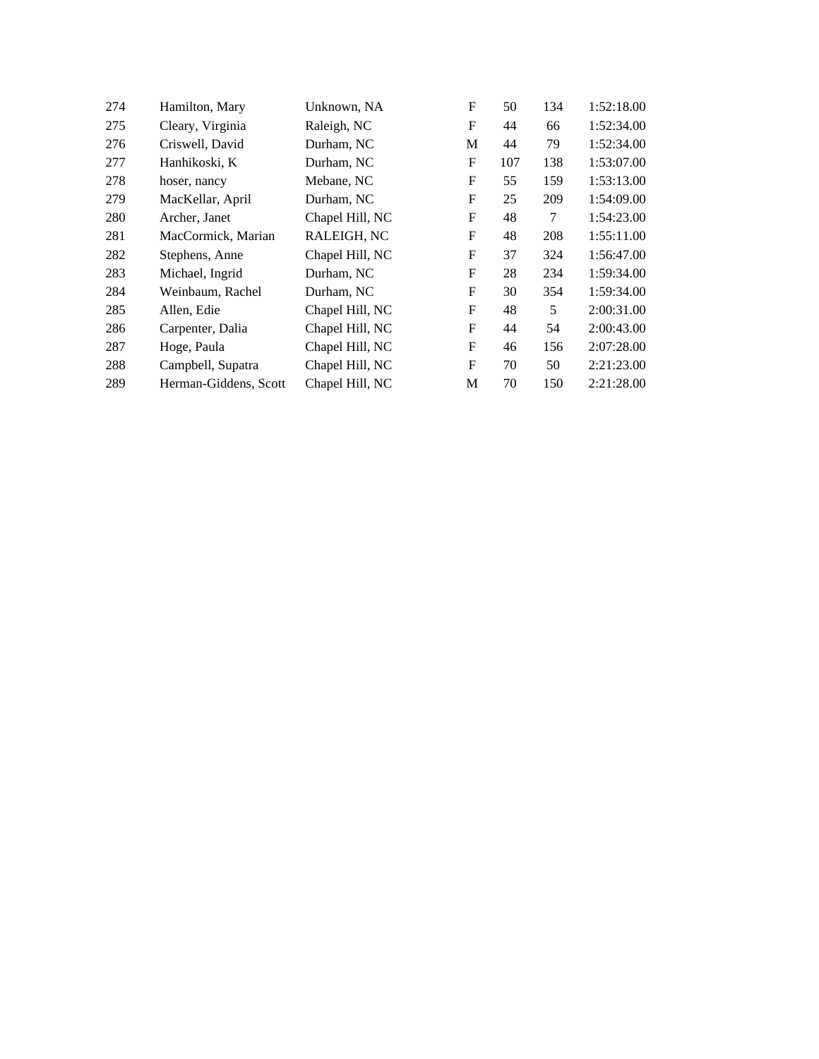| | | | | | | |
|---|---|---|---|---|---|---|
| 274 | Hamilton, Mary | Unknown, NA | F | 50 | 134 | 1:52:18.00 |
| 275 | Cleary, Virginia | Raleigh, NC | F | 44 | 66 | 1:52:34.00 |
| 276 | Criswell, David | Durham, NC | M | 44 | 79 | 1:52:34.00 |
| 277 | Hanhikoski, K | Durham, NC | F | 107 | 138 | 1:53:07.00 |
| 278 | hoser, nancy | Mebane, NC | F | 55 | 159 | 1:53:13.00 |
| 279 | MacKellar, April | Durham, NC | F | 25 | 209 | 1:54:09.00 |
| 280 | Archer, Janet | Chapel Hill, NC | F | 48 | 7 | 1:54:23.00 |
| 281 | MacCormick, Marian | RALEIGH, NC | F | 48 | 208 | 1:55:11.00 |
| 282 | Stephens, Anne | Chapel Hill, NC | F | 37 | 324 | 1:56:47.00 |
| 283 | Michael, Ingrid | Durham, NC | F | 28 | 234 | 1:59:34.00 |
| 284 | Weinbaum, Rachel | Durham, NC | F | 30 | 354 | 1:59:34.00 |
| 285 | Allen, Edie | Chapel Hill, NC | F | 48 | 5 | 2:00:31.00 |
| 286 | Carpenter, Dalia | Chapel Hill, NC | F | 44 | 54 | 2:00:43.00 |
| 287 | Hoge, Paula | Chapel Hill, NC | F | 46 | 156 | 2:07:28.00 |
| 288 | Campbell, Supatra | Chapel Hill, NC | F | 70 | 50 | 2:21:23.00 |
| 289 | Herman-Giddens, Scott | Chapel Hill, NC | M | 70 | 150 | 2:21:28.00 |